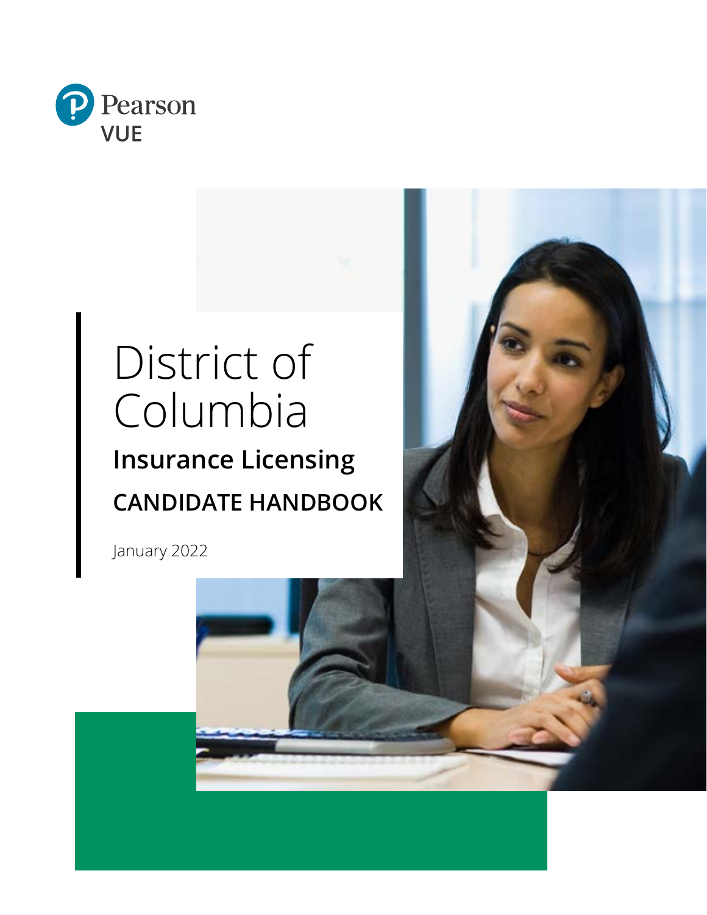Pearson VUE

# District of Columbia

## Insurance Licensing

## CANDIDATE HANDBOOK

January 2022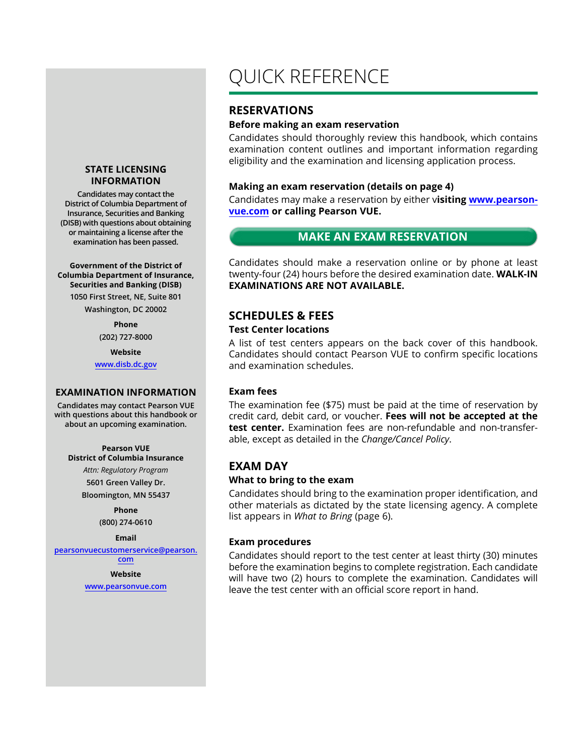# QUICK REFERENCE

## RESERVATIONS

### Before making an exam reservation

Candidates should thoroughly review this handbook, which contains examination content outlines and important information regarding eligibility and the examination and licensing application process.

### Making an exam reservation (details on page 4)

Candidates may make a reservation by either v**isiting [www.pearson-vue.com](http://www.pearsonvue.com) or calling Pearson VUE.**

**MAKE AN EXAM RESERVATION**

Candidates should make a reservation online or by phone at least twenty-four (24) hours before the desired examination date. **WALK-IN EXAMINATIONS ARE NOT AVAILABLE.**

## SCHEDULES & FEES

### Test Center locations

A list of test centers appears on the back cover of this handbook. Candidates should contact Pearson VUE to confirm specific locations and examination schedules.

### Exam fees

The examination fee ($75) must be paid at the time of reservation by credit card, debit card, or voucher. **Fees will not be accepted at the test center.** Examination fees are non-refundable and non-transfer-able, except as detailed in the *Change/Cancel Policy*.

## EXAM DAY

### What to bring to the exam

Candidates should bring to the examination proper identification, and other materials as dictated by the state licensing agency. A complete list appears in *What to Bring* (page 6).

### Exam procedures

Candidates should report to the test center at least thirty (30) minutes before the examination begins to complete registration. Each candidate will have two (2) hours to complete the examination. Candidates will leave the test center with an official score report in hand.

## STATE LICENSING INFORMATION

Candidates may contact the District of Columbia Department of Insurance, Securities and Banking (DISB) with questions about obtaining or maintaining a license after the examination has been passed.

**Government of the District of Columbia Department of Insurance, Securities and Banking (DISB)**
1050 First Street, NE, Suite 801
Washington, DC 20002

**Phone**
(202) 727-8000

**Website**
[www.disb.dc.gov](http://www.disb.dc.gov)

## EXAMINATION INFORMATION

**Candidates may contact Pearson VUE with questions about this handbook or about an upcoming examination.**

**Pearson VUE**
**District of Columbia Insurance**
*Attn: Regulatory Program*
5601 Green Valley Dr.
Bloomington, MN 55437

**Phone**
(800) 274-0610

**Email**
[pearsonvuecustomerservice@pearson.com](mailto:pearsonvuecustomerservice@pearson.com)

**Website**
[www.pearsonvue.com](http://www.pearsonvue.com)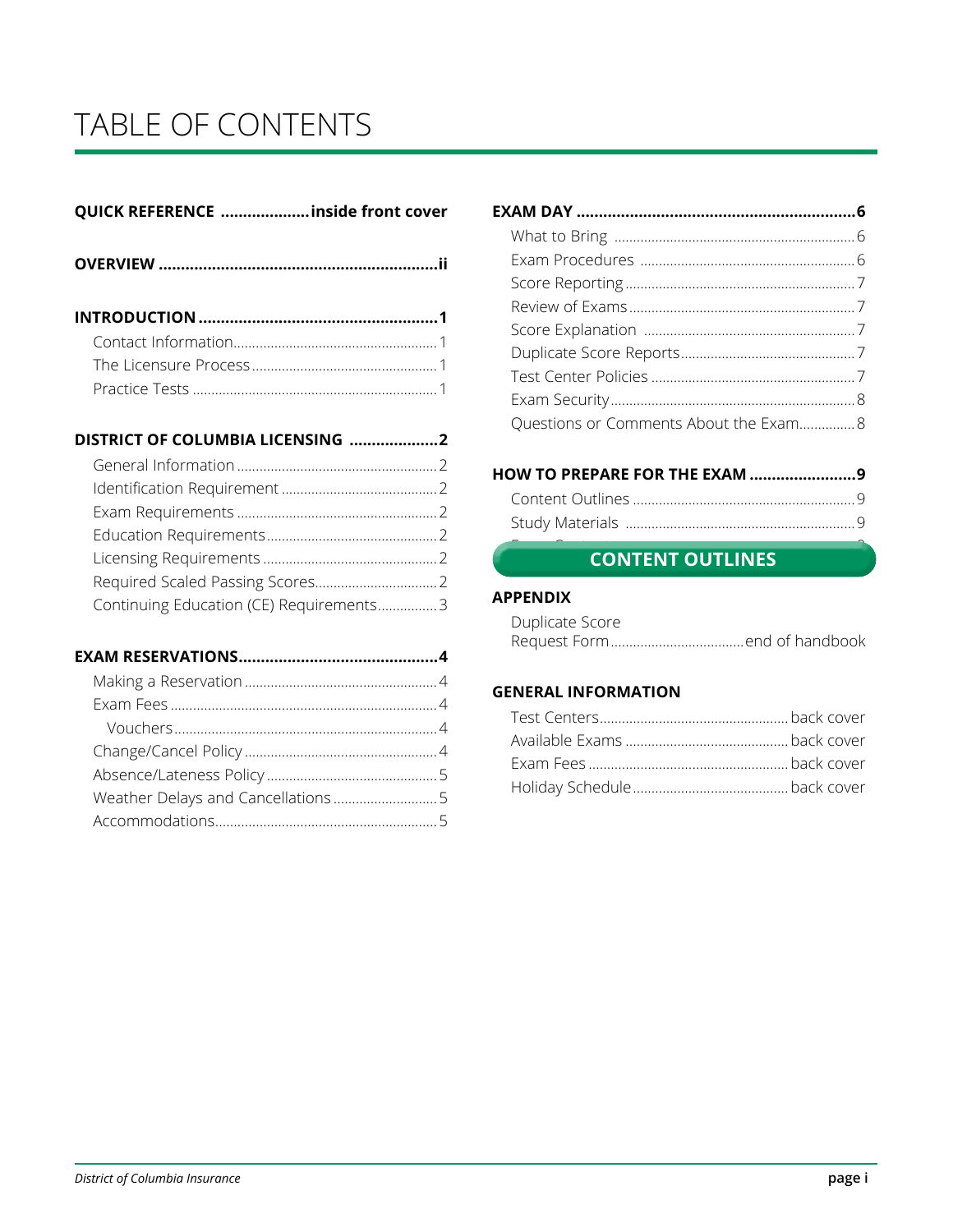# TABLE OF CONTENTS

**QUICK REFERENCE** .................... **inside front cover**

**OVERVIEW** .............................................................. **ii**

**INTRODUCTION** ...................................................... **1**

- Contact Information ...................................................... 1
- The Licensure Process ................................................. 1
- Practice Tests ................................................................. 1

**DISTRICT OF COLUMBIA LICENSING** .................... **2**

- General Information ...................................................... 2
- Identification Requirement .......................................... 2
- Exam Requirements ...................................................... 2
- Education Requirements .............................................. 2
- Licensing Requirements ............................................... 2
- Required Scaled Passing Scores................................. 2
- Continuing Education (CE) Requirements................ 3

**EXAM RESERVATIONS** ............................................. **4**

- Making a Reservation .................................................... 4
- Exam Fees ....................................................................... 4
  - Vouchers ...................................................................... 4
- Change/Cancel Policy .................................................... 4
- Absence/Lateness Policy .............................................. 5
- Weather Delays and Cancellations ............................ 5
- Accommodations ........................................................... 5

**EXAM DAY** ................................................................. **6**

- What to Bring ................................................................. 6
- Exam Procedures .......................................................... 6
- Score Reporting ............................................................. 7
- Review of Exams ............................................................ 7
- Score Explanation ......................................................... 7
- Duplicate Score Reports ............................................... 7
- Test Center Policies ....................................................... 7
- Exam Security ................................................................. 8
- Questions or Comments About the Exam............... 8

**HOW TO PREPARE FOR THE EXAM** ........................ **9**

- Content Outlines ............................................................ 9
- Study Materials .............................................................. 9

**CONTENT OUTLINES**

**APPENDIX**

- Duplicate Score Request Form .................................... end of handbook

**GENERAL INFORMATION**

- Test Centers.................................................... back cover
- Available Exams ............................................ back cover
- Exam Fees ...................................................... back cover
- Holiday Schedule .......................................... back cover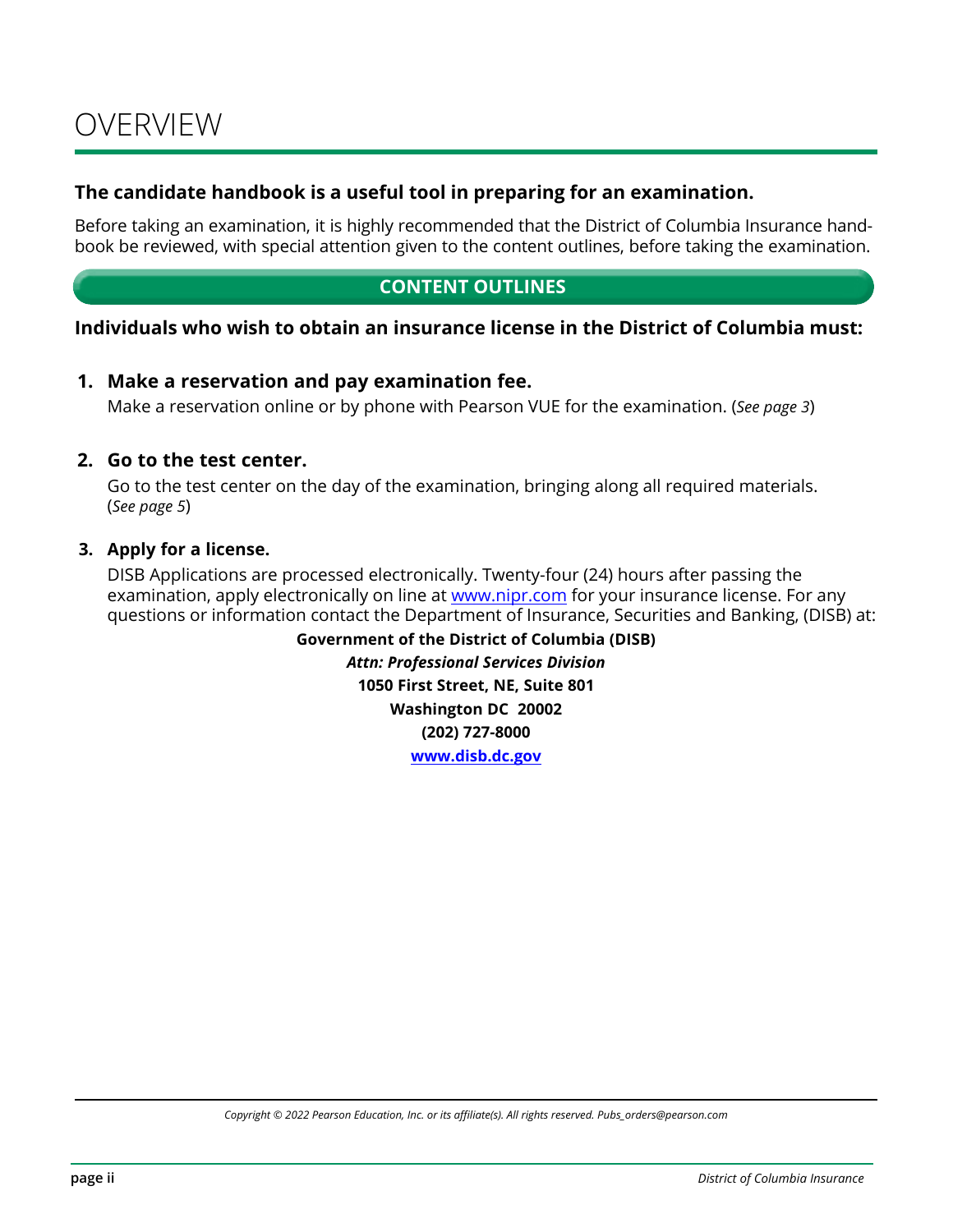# OVERVIEW

**The candidate handbook is a useful tool in preparing for an examination.**

Before taking an examination, it is highly recommended that the District of Columbia Insurance handbook be reviewed, with special attention given to the content outlines, before taking the examination.

## CONTENT OUTLINES

**Individuals who wish to obtain an insurance license in the District of Columbia must:**

1. **Make a reservation and pay examination fee.**
   Make a reservation online or by phone with Pearson VUE for the examination. (*See page 3*)

2. **Go to the test center.**
   Go to the test center on the day of the examination, bringing along all required materials. (*See page 5*)

3. **Apply for a license.**
   DISB Applications are processed electronically. Twenty-four (24) hours after passing the examination, apply electronically on line at [www.nipr.com](www.nipr.com) for your insurance license. For any questions or information contact the Department of Insurance, Securities and Banking, (DISB) at:

**Government of the District of Columbia (DISB)**
***Attn: Professional Services Division***
**1050 First Street, NE, Suite 801**
**Washington DC 20002**
**(202) 727-8000**
**[www.disb.dc.gov](www.disb.dc.gov)**

*Copyright © 2022 Pearson Education, Inc. or its affiliate(s). All rights reserved. Pubs_orders@pearson.com*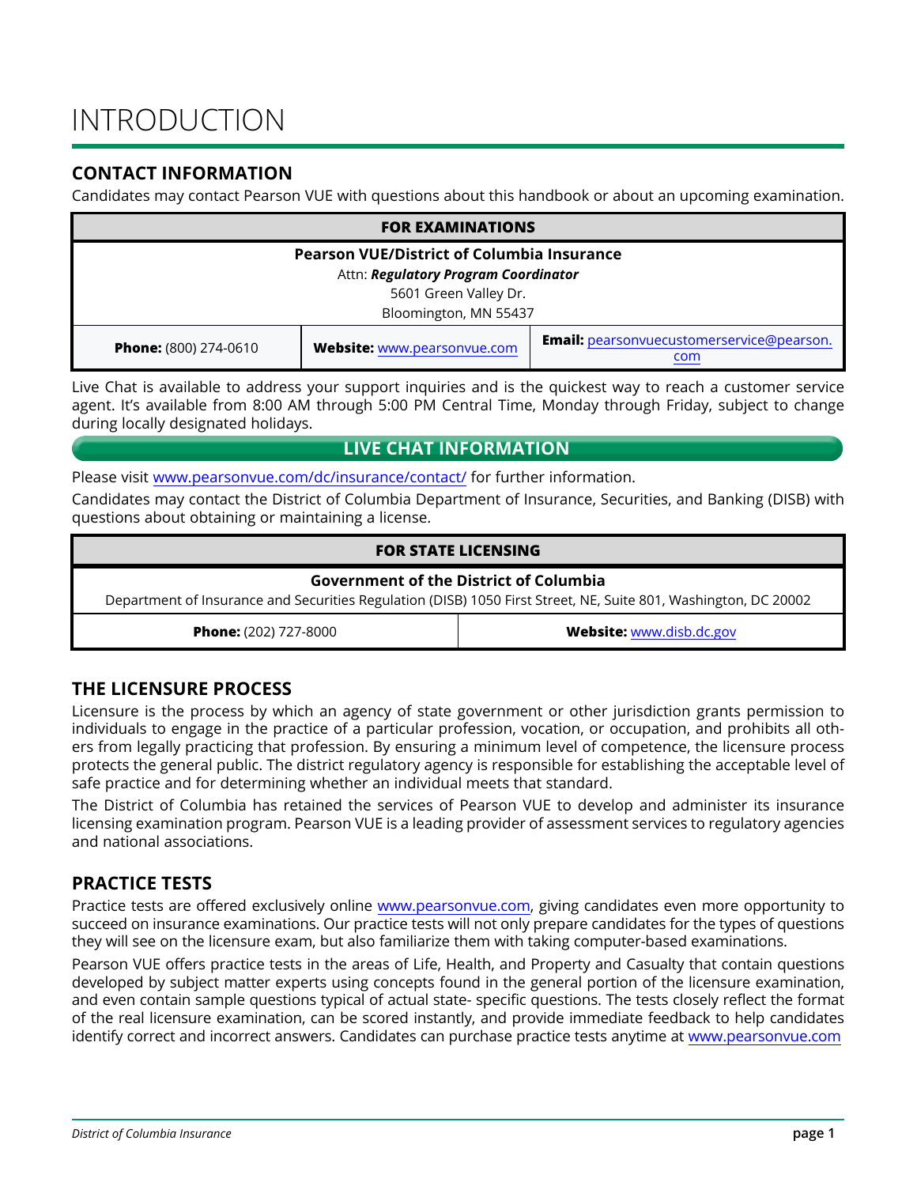# INTRODUCTION

## CONTACT INFORMATION

Candidates may contact Pearson VUE with questions about this handbook or about an upcoming examination.

| FOR EXAMINATIONS | | |
|---|---|---|
| **Pearson VUE/District of Columbia Insurance**<br>Attn: ***Regulatory Program Coordinator***<br>5601 Green Valley Dr.<br>Bloomington, MN 55437 | | |
| **Phone:** (800) 274-0610 | **Website:** www.pearsonvue.com | **Email:** pearsonvuecustomerservice@pearson.com |

Live Chat is available to address your support inquiries and is the quickest way to reach a customer service agent. It's available from 8:00 AM through 5:00 PM Central Time, Monday through Friday, subject to change during locally designated holidays.

**LIVE CHAT INFORMATION**

Please visit www.pearsonvue.com/dc/insurance/contact/ for further information.

Candidates may contact the District of Columbia Department of Insurance, Securities, and Banking (DISB) with questions about obtaining or maintaining a license.

| FOR STATE LICENSING | |
|---|---|
| **Government of the District of Columbia**<br>Department of Insurance and Securities Regulation (DISB) 1050 First Street, NE, Suite 801, Washington, DC 20002 | |
| **Phone:** (202) 727-8000 | **Website:** www.disb.dc.gov |

## THE LICENSURE PROCESS

Licensure is the process by which an agency of state government or other jurisdiction grants permission to individuals to engage in the practice of a particular profession, vocation, or occupation, and prohibits all others from legally practicing that profession. By ensuring a minimum level of competence, the licensure process protects the general public. The district regulatory agency is responsible for establishing the acceptable level of safe practice and for determining whether an individual meets that standard.

The District of Columbia has retained the services of Pearson VUE to develop and administer its insurance licensing examination program. Pearson VUE is a leading provider of assessment services to regulatory agencies and national associations.

## PRACTICE TESTS

Practice tests are offered exclusively online www.pearsonvue.com, giving candidates even more opportunity to succeed on insurance examinations. Our practice tests will not only prepare candidates for the types of questions they will see on the licensure exam, but also familiarize them with taking computer-based examinations.

Pearson VUE offers practice tests in the areas of Life, Health, and Property and Casualty that contain questions developed by subject matter experts using concepts found in the general portion of the licensure examination, and even contain sample questions typical of actual state- specific questions. The tests closely reflect the format of the real licensure examination, can be scored instantly, and provide immediate feedback to help candidates identify correct and incorrect answers. Candidates can purchase practice tests anytime at www.pearsonvue.com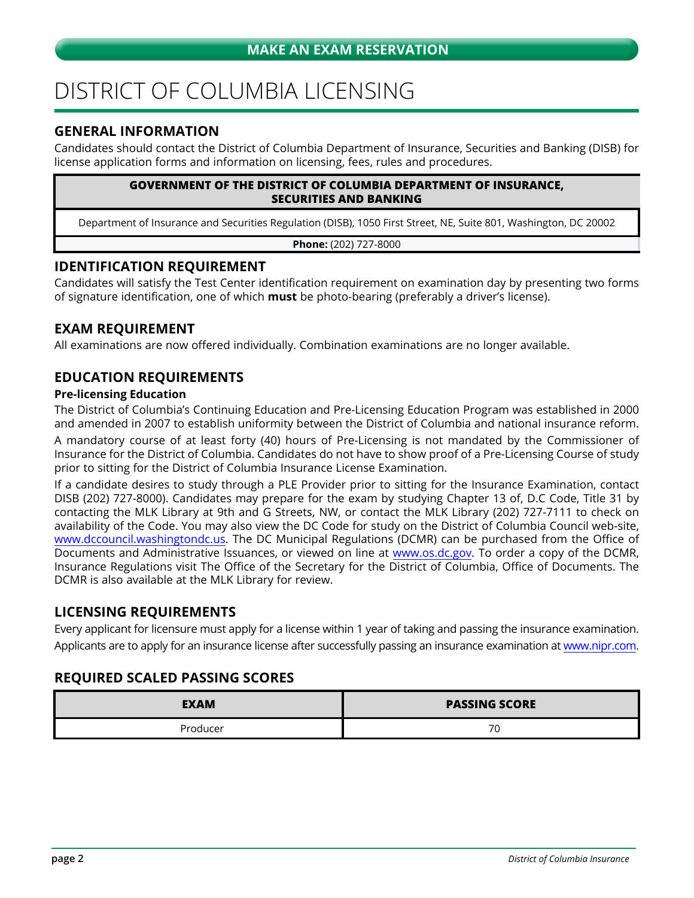**MAKE AN EXAM RESERVATION**

# DISTRICT OF COLUMBIA LICENSING

## GENERAL INFORMATION

Candidates should contact the District of Columbia Department of Insurance, Securities and Banking (DISB) for license application forms and information on licensing, fees, rules and procedures.

| GOVERNMENT OF THE DISTRICT OF COLUMBIA DEPARTMENT OF INSURANCE, SECURITIES AND BANKING |
| --- |
| Department of Insurance and Securities Regulation (DISB), 1050 First Street, NE, Suite 801, Washington, DC 20002 |
| **Phone:** (202) 727-8000 |

## IDENTIFICATION REQUIREMENT

Candidates will satisfy the Test Center identification requirement on examination day by presenting two forms of signature identification, one of which **must** be photo-bearing (preferably a driver's license).

## EXAM REQUIREMENT

All examinations are now offered individually. Combination examinations are no longer available.

## EDUCATION REQUIREMENTS

### Pre-licensing Education

The District of Columbia's Continuing Education and Pre-Licensing Education Program was established in 2000 and amended in 2007 to establish uniformity between the District of Columbia and national insurance reform.

A mandatory course of at least forty (40) hours of Pre-Licensing is not mandated by the Commissioner of Insurance for the District of Columbia. Candidates do not have to show proof of a Pre-Licensing Course of study prior to sitting for the District of Columbia Insurance License Examination.

If a candidate desires to study through a PLE Provider prior to sitting for the Insurance Examination, contact DISB (202) 727-8000). Candidates may prepare for the exam by studying Chapter 13 of, D.C Code, Title 31 by contacting the MLK Library at 9th and G Streets, NW, or contact the MLK Library (202) 727-7111 to check on availability of the Code. You may also view the DC Code for study on the District of Columbia Council web-site, www.dccouncil.washingtondc.us. The DC Municipal Regulations (DCMR) can be purchased from the Office of Documents and Administrative Issuances, or viewed on line at www.os.dc.gov. To order a copy of the DCMR, Insurance Regulations visit The Office of the Secretary for the District of Columbia, Office of Documents. The DCMR is also available at the MLK Library for review.

## LICENSING REQUIREMENTS

Every applicant for licensure must apply for a license within 1 year of taking and passing the insurance examination. Applicants are to apply for an insurance license after successfully passing an insurance examination at www.nipr.com.

## REQUIRED SCALED PASSING SCORES

| EXAM | PASSING SCORE |
| --- | --- |
| Producer | 70 |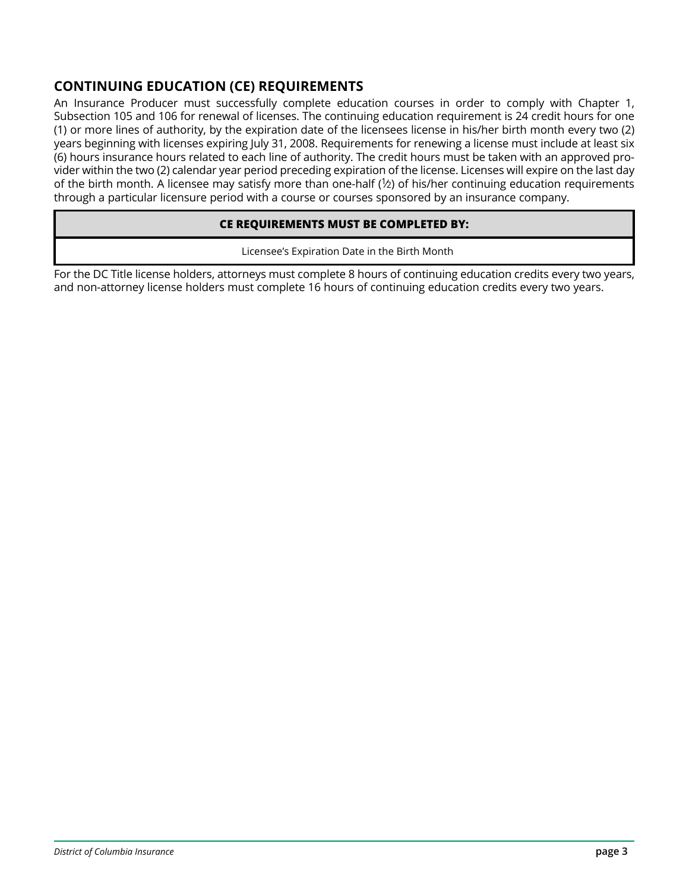## CONTINUING EDUCATION (CE) REQUIREMENTS

An Insurance Producer must successfully complete education courses in order to comply with Chapter 1, Subsection 105 and 106 for renewal of licenses. The continuing education requirement is 24 credit hours for one (1) or more lines of authority, by the expiration date of the licensees license in his/her birth month every two (2) years beginning with licenses expiring July 31, 2008. Requirements for renewing a license must include at least six (6) hours insurance hours related to each line of authority. The credit hours must be taken with an approved provider within the two (2) calendar year period preceding expiration of the license. Licenses will expire on the last day of the birth month. A licensee may satisfy more than one-half (½) of his/her continuing education requirements through a particular licensure period with a course or courses sponsored by an insurance company.

| CE REQUIREMENTS MUST BE COMPLETED BY: |
| --- |
| Licensee's Expiration Date in the Birth Month |

For the DC Title license holders, attorneys must complete 8 hours of continuing education credits every two years, and non-attorney license holders must complete 16 hours of continuing education credits every two years.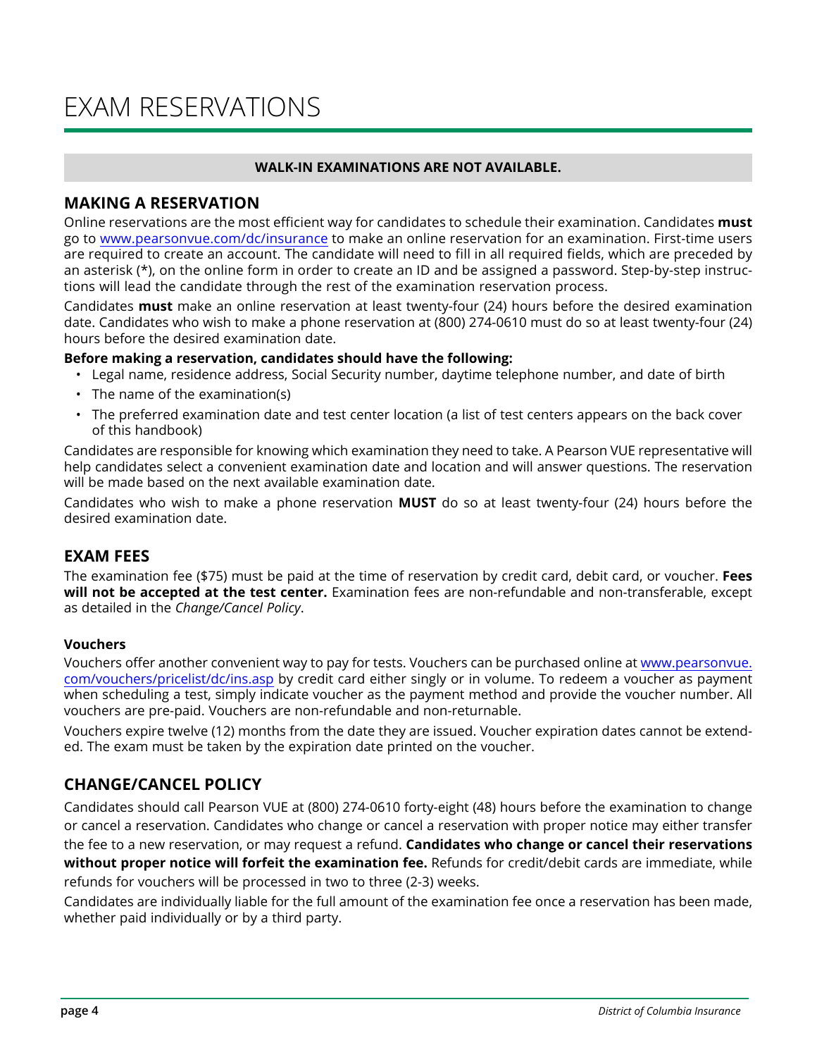# EXAM RESERVATIONS

**WALK-IN EXAMINATIONS ARE NOT AVAILABLE.**

## MAKING A RESERVATION

Online reservations are the most efficient way for candidates to schedule their examination. Candidates **must** go to www.pearsonvue.com/dc/insurance to make an online reservation for an examination. First-time users are required to create an account. The candidate will need to fill in all required fields, which are preceded by an asterisk (*), on the online form in order to create an ID and be assigned a password. Step-by-step instructions will lead the candidate through the rest of the examination reservation process.

Candidates **must** make an online reservation at least twenty-four (24) hours before the desired examination date. Candidates who wish to make a phone reservation at (800) 274-0610 must do so at least twenty-four (24) hours before the desired examination date.

**Before making a reservation, candidates should have the following:**

- Legal name, residence address, Social Security number, daytime telephone number, and date of birth
- The name of the examination(s)
- The preferred examination date and test center location (a list of test centers appears on the back cover of this handbook)

Candidates are responsible for knowing which examination they need to take. A Pearson VUE representative will help candidates select a convenient examination date and location and will answer questions. The reservation will be made based on the next available examination date.

Candidates who wish to make a phone reservation **MUST** do so at least twenty-four (24) hours before the desired examination date.

## EXAM FEES

The examination fee ($75) must be paid at the time of reservation by credit card, debit card, or voucher. **Fees will not be accepted at the test center.** Examination fees are non-refundable and non-transferable, except as detailed in the *Change/Cancel Policy*.

### Vouchers

Vouchers offer another convenient way to pay for tests. Vouchers can be purchased online at www.pearsonvue.com/vouchers/pricelist/dc/ins.asp by credit card either singly or in volume. To redeem a voucher as payment when scheduling a test, simply indicate voucher as the payment method and provide the voucher number. All vouchers are pre-paid. Vouchers are non-refundable and non-returnable.

Vouchers expire twelve (12) months from the date they are issued. Voucher expiration dates cannot be extended. The exam must be taken by the expiration date printed on the voucher.

## CHANGE/CANCEL POLICY

Candidates should call Pearson VUE at (800) 274-0610 forty-eight (48) hours before the examination to change or cancel a reservation. Candidates who change or cancel a reservation with proper notice may either transfer the fee to a new reservation, or may request a refund. **Candidates who change or cancel their reservations without proper notice will forfeit the examination fee.** Refunds for credit/debit cards are immediate, while refunds for vouchers will be processed in two to three (2-3) weeks.

Candidates are individually liable for the full amount of the examination fee once a reservation has been made, whether paid individually or by a third party.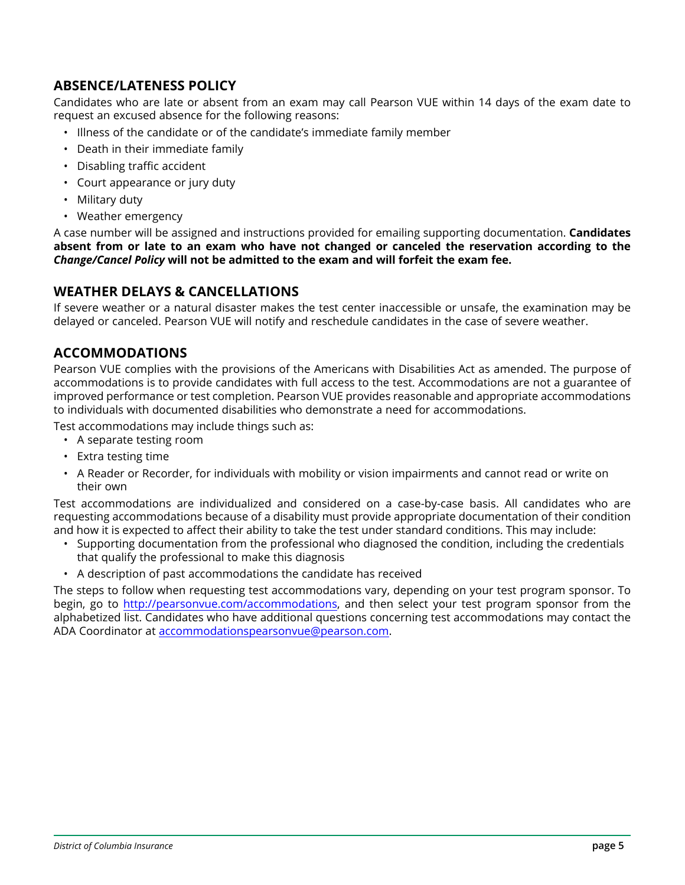## ABSENCE/LATENESS POLICY

Candidates who are late or absent from an exam may call Pearson VUE within 14 days of the exam date to request an excused absence for the following reasons:

- Illness of the candidate or of the candidate's immediate family member
- Death in their immediate family
- Disabling traffic accident
- Court appearance or jury duty
- Military duty
- Weather emergency

A case number will be assigned and instructions provided for emailing supporting documentation. **Candidates absent from or late to an exam who have not changed or canceled the reservation according to the *Change/Cancel Policy* will not be admitted to the exam and will forfeit the exam fee.**

## WEATHER DELAYS & CANCELLATIONS

If severe weather or a natural disaster makes the test center inaccessible or unsafe, the examination may be delayed or canceled. Pearson VUE will notify and reschedule candidates in the case of severe weather.

## ACCOMMODATIONS

Pearson VUE complies with the provisions of the Americans with Disabilities Act as amended. The purpose of accommodations is to provide candidates with full access to the test. Accommodations are not a guarantee of improved performance or test completion. Pearson VUE provides reasonable and appropriate accommodations to individuals with documented disabilities who demonstrate a need for accommodations.

Test accommodations may include things such as:

- A separate testing room
- Extra testing time
- A Reader or Recorder, for individuals with mobility or vision impairments and cannot read or write on their own

Test accommodations are individualized and considered on a case-by-case basis. All candidates who are requesting accommodations because of a disability must provide appropriate documentation of their condition and how it is expected to affect their ability to take the test under standard conditions. This may include:

- Supporting documentation from the professional who diagnosed the condition, including the credentials that qualify the professional to make this diagnosis
- A description of past accommodations the candidate has received

The steps to follow when requesting test accommodations vary, depending on your test program sponsor. To begin, go to http://pearsonvue.com/accommodations, and then select your test program sponsor from the alphabetized list. Candidates who have additional questions concerning test accommodations may contact the ADA Coordinator at accommodationspearsonvue@pearson.com.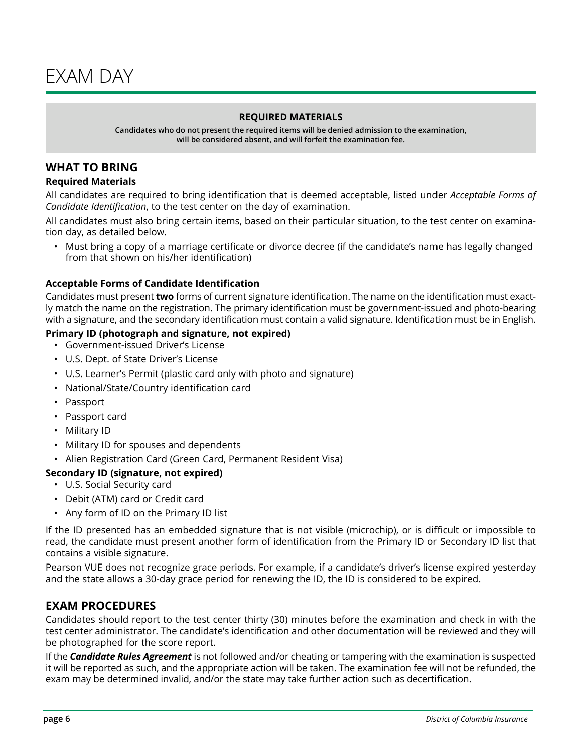# EXAM DAY

**REQUIRED MATERIALS**

**Candidates who do not present the required items will be denied admission to the examination, will be considered absent, and will forfeit the examination fee.**

## WHAT TO BRING

### Required Materials

All candidates are required to bring identification that is deemed acceptable, listed under *Acceptable Forms of Candidate Identification*, to the test center on the day of examination.

All candidates must also bring certain items, based on their particular situation, to the test center on examination day, as detailed below.

- Must bring a copy of a marriage certificate or divorce decree (if the candidate's name has legally changed from that shown on his/her identification)

### Acceptable Forms of Candidate Identification

Candidates must present **two** forms of current signature identification. The name on the identification must exactly match the name on the registration. The primary identification must be government-issued and photo-bearing with a signature, and the secondary identification must contain a valid signature. Identification must be in English.

**Primary ID (photograph and signature, not expired)**

- Government-issued Driver's License
- U.S. Dept. of State Driver's License
- U.S. Learner's Permit (plastic card only with photo and signature)
- National/State/Country identification card
- Passport
- Passport card
- Military ID
- Military ID for spouses and dependents
- Alien Registration Card (Green Card, Permanent Resident Visa)

**Secondary ID (signature, not expired)**

- U.S. Social Security card
- Debit (ATM) card or Credit card
- Any form of ID on the Primary ID list

If the ID presented has an embedded signature that is not visible (microchip), or is difficult or impossible to read, the candidate must present another form of identification from the Primary ID or Secondary ID list that contains a visible signature.

Pearson VUE does not recognize grace periods. For example, if a candidate's driver's license expired yesterday and the state allows a 30-day grace period for renewing the ID, the ID is considered to be expired.

## EXAM PROCEDURES

Candidates should report to the test center thirty (30) minutes before the examination and check in with the test center administrator. The candidate's identification and other documentation will be reviewed and they will be photographed for the score report.

If the ***Candidate Rules Agreement*** is not followed and/or cheating or tampering with the examination is suspected it will be reported as such, and the appropriate action will be taken. The examination fee will not be refunded, the exam may be determined invalid, and/or the state may take further action such as decertification.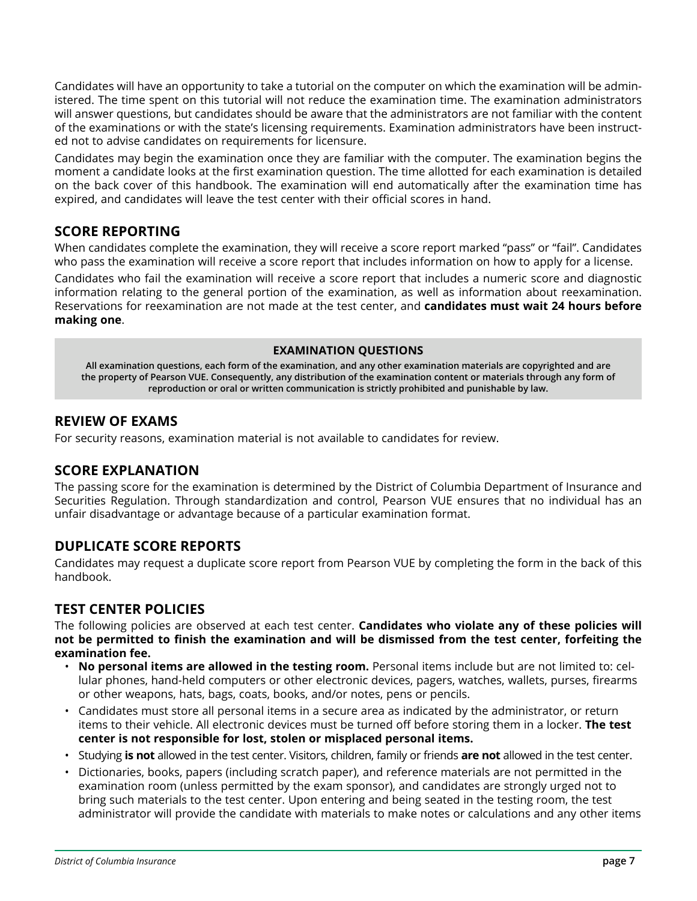Candidates will have an opportunity to take a tutorial on the computer on which the examination will be administered. The time spent on this tutorial will not reduce the examination time. The examination administrators will answer questions, but candidates should be aware that the administrators are not familiar with the content of the examinations or with the state's licensing requirements. Examination administrators have been instructed not to advise candidates on requirements for licensure.

Candidates may begin the examination once they are familiar with the computer. The examination begins the moment a candidate looks at the first examination question. The time allotted for each examination is detailed on the back cover of this handbook. The examination will end automatically after the examination time has expired, and candidates will leave the test center with their official scores in hand.

## SCORE REPORTING

When candidates complete the examination, they will receive a score report marked "pass" or "fail". Candidates who pass the examination will receive a score report that includes information on how to apply for a license.

Candidates who fail the examination will receive a score report that includes a numeric score and diagnostic information relating to the general portion of the examination, as well as information about reexamination. Reservations for reexamination are not made at the test center, and **candidates must wait 24 hours before making one**.

> **EXAMINATION QUESTIONS**
>
> **All examination questions, each form of the examination, and any other examination materials are copyrighted and are the property of Pearson VUE. Consequently, any distribution of the examination content or materials through any form of reproduction or oral or written communication is strictly prohibited and punishable by law.**

## REVIEW OF EXAMS

For security reasons, examination material is not available to candidates for review.

## SCORE EXPLANATION

The passing score for the examination is determined by the District of Columbia Department of Insurance and Securities Regulation. Through standardization and control, Pearson VUE ensures that no individual has an unfair disadvantage or advantage because of a particular examination format.

## DUPLICATE SCORE REPORTS

Candidates may request a duplicate score report from Pearson VUE by completing the form in the back of this handbook.

## TEST CENTER POLICIES

The following policies are observed at each test center. **Candidates who violate any of these policies will not be permitted to finish the examination and will be dismissed from the test center, forfeiting the examination fee.**

- **No personal items are allowed in the testing room.** Personal items include but are not limited to: cellular phones, hand-held computers or other electronic devices, pagers, watches, wallets, purses, firearms or other weapons, hats, bags, coats, books, and/or notes, pens or pencils.
- Candidates must store all personal items in a secure area as indicated by the administrator, or return items to their vehicle. All electronic devices must be turned off before storing them in a locker. **The test center is not responsible for lost, stolen or misplaced personal items.**
- Studying **is not** allowed in the test center. Visitors, children, family or friends **are not** allowed in the test center.
- Dictionaries, books, papers (including scratch paper), and reference materials are not permitted in the examination room (unless permitted by the exam sponsor), and candidates are strongly urged not to bring such materials to the test center. Upon entering and being seated in the testing room, the test administrator will provide the candidate with materials to make notes or calculations and any other items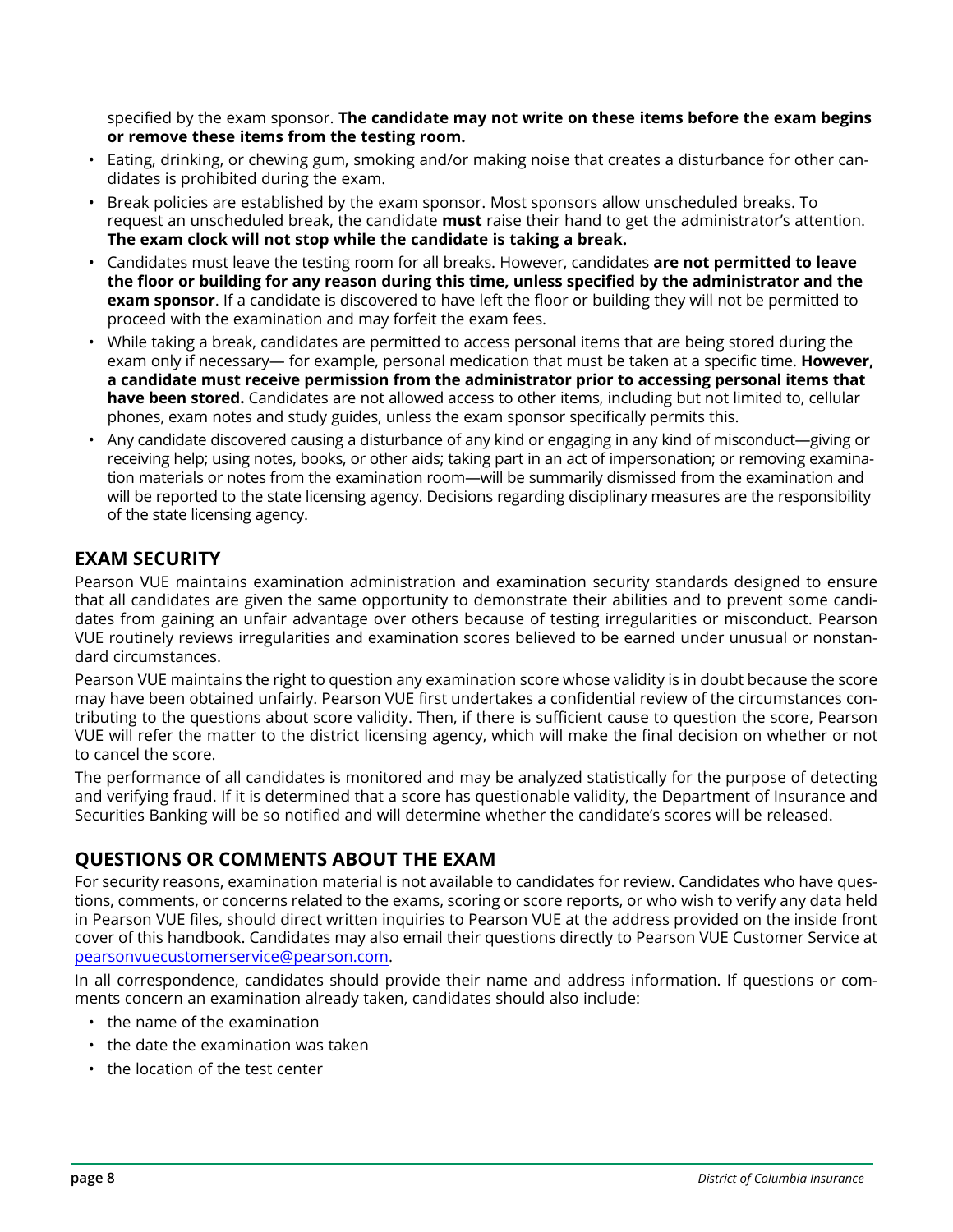specified by the exam sponsor. **The candidate may not write on these items before the exam begins or remove these items from the testing room.**

- Eating, drinking, or chewing gum, smoking and/or making noise that creates a disturbance for other candidates is prohibited during the exam.
- Break policies are established by the exam sponsor. Most sponsors allow unscheduled breaks. To request an unscheduled break, the candidate **must** raise their hand to get the administrator's attention. **The exam clock will not stop while the candidate is taking a break.**
- Candidates must leave the testing room for all breaks. However, candidates **are not permitted to leave the floor or building for any reason during this time, unless specified by the administrator and the exam sponsor**. If a candidate is discovered to have left the floor or building they will not be permitted to proceed with the examination and may forfeit the exam fees.
- While taking a break, candidates are permitted to access personal items that are being stored during the exam only if necessary— for example, personal medication that must be taken at a specific time. **However, a candidate must receive permission from the administrator prior to accessing personal items that have been stored.** Candidates are not allowed access to other items, including but not limited to, cellular phones, exam notes and study guides, unless the exam sponsor specifically permits this.
- Any candidate discovered causing a disturbance of any kind or engaging in any kind of misconduct—giving or receiving help; using notes, books, or other aids; taking part in an act of impersonation; or removing examination materials or notes from the examination room—will be summarily dismissed from the examination and will be reported to the state licensing agency. Decisions regarding disciplinary measures are the responsibility of the state licensing agency.

## EXAM SECURITY

Pearson VUE maintains examination administration and examination security standards designed to ensure that all candidates are given the same opportunity to demonstrate their abilities and to prevent some candidates from gaining an unfair advantage over others because of testing irregularities or misconduct. Pearson VUE routinely reviews irregularities and examination scores believed to be earned under unusual or nonstandard circumstances.

Pearson VUE maintains the right to question any examination score whose validity is in doubt because the score may have been obtained unfairly. Pearson VUE first undertakes a confidential review of the circumstances contributing to the questions about score validity. Then, if there is sufficient cause to question the score, Pearson VUE will refer the matter to the district licensing agency, which will make the final decision on whether or not to cancel the score.

The performance of all candidates is monitored and may be analyzed statistically for the purpose of detecting and verifying fraud. If it is determined that a score has questionable validity, the Department of Insurance and Securities Banking will be so notified and will determine whether the candidate's scores will be released.

## QUESTIONS OR COMMENTS ABOUT THE EXAM

For security reasons, examination material is not available to candidates for review. Candidates who have questions, comments, or concerns related to the exams, scoring or score reports, or who wish to verify any data held in Pearson VUE files, should direct written inquiries to Pearson VUE at the address provided on the inside front cover of this handbook. Candidates may also email their questions directly to Pearson VUE Customer Service at pearsonvuecustomerservice@pearson.com.

In all correspondence, candidates should provide their name and address information. If questions or comments concern an examination already taken, candidates should also include:

- the name of the examination
- the date the examination was taken
- the location of the test center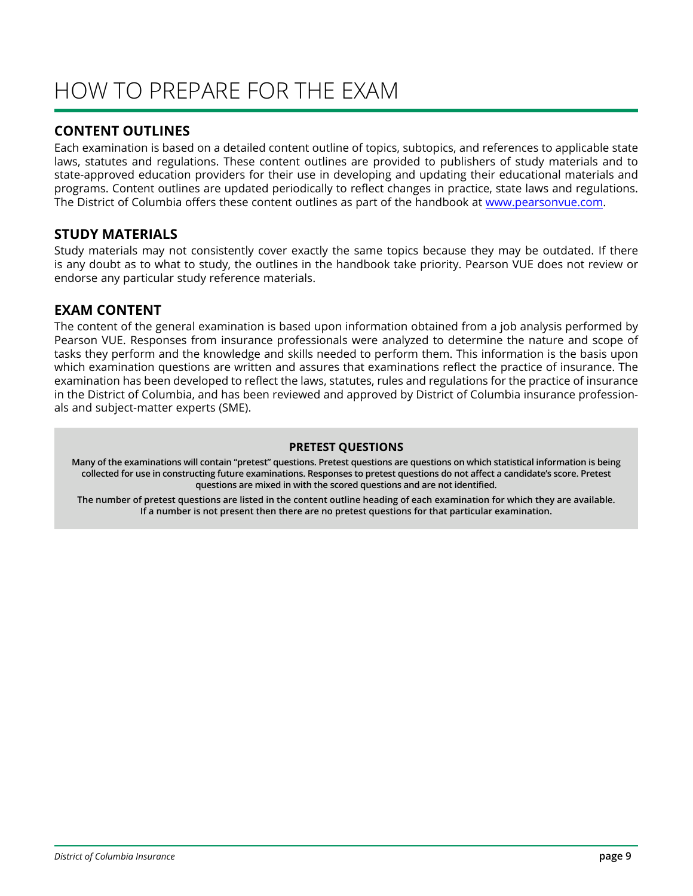# HOW TO PREPARE FOR THE EXAM

## CONTENT OUTLINES

Each examination is based on a detailed content outline of topics, subtopics, and references to applicable state laws, statutes and regulations. These content outlines are provided to publishers of study materials and to state-approved education providers for their use in developing and updating their educational materials and programs. Content outlines are updated periodically to reflect changes in practice, state laws and regulations. The District of Columbia offers these content outlines as part of the handbook at [www.pearsonvue.com](www.pearsonvue.com).

## STUDY MATERIALS

Study materials may not consistently cover exactly the same topics because they may be outdated. If there is any doubt as to what to study, the outlines in the handbook take priority. Pearson VUE does not review or endorse any particular study reference materials.

## EXAM CONTENT

The content of the general examination is based upon information obtained from a job analysis performed by Pearson VUE. Responses from insurance professionals were analyzed to determine the nature and scope of tasks they perform and the knowledge and skills needed to perform them. This information is the basis upon which examination questions are written and assures that examinations reflect the practice of insurance. The examination has been developed to reflect the laws, statutes, rules and regulations for the practice of insurance in the District of Columbia, and has been reviewed and approved by District of Columbia insurance professionals and subject-matter experts (SME).

### PRETEST QUESTIONS

**Many of the examinations will contain "pretest" questions. Pretest questions are questions on which statistical information is being collected for use in constructing future examinations. Responses to pretest questions do not affect a candidate's score. Pretest questions are mixed in with the scored questions and are not identified.**

**The number of pretest questions are listed in the content outline heading of each examination for which they are available. If a number is not present then there are no pretest questions for that particular examination.**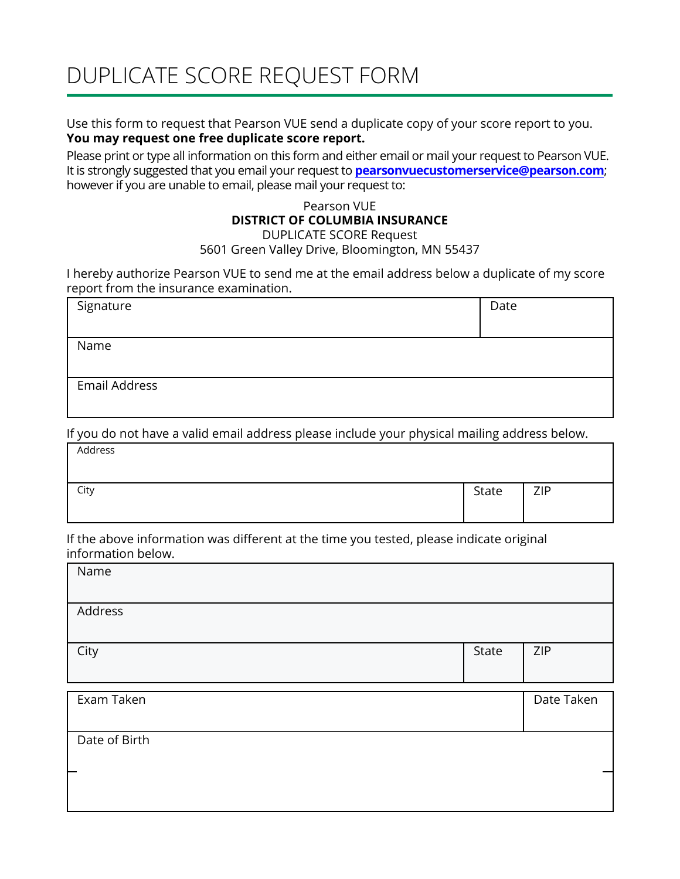# DUPLICATE SCORE REQUEST FORM

Use this form to request that Pearson VUE send a duplicate copy of your score report to you. **You may request one free duplicate score report.**

Please print or type all information on this form and either email or mail your request to Pearson VUE. It is strongly suggested that you email your request to **pearsonvuecustomerservice@pearson.com**; however if you are unable to email, please mail your request to:

Pearson VUE
**DISTRICT OF COLUMBIA INSURANCE**
DUPLICATE SCORE Request
5601 Green Valley Drive, Bloomington, MN 55437

I hereby authorize Pearson VUE to send me at the email address below a duplicate of my score report from the insurance examination.

| Signature | Date |
|---|---|
| Name | |
| Email Address | |

If you do not have a valid email address please include your physical mailing address below.

| Address | | |
|---|---|---|
| City | State | ZIP |

If the above information was different at the time you tested, please indicate original information below.

| Name | | |
|---|---|---|
| Address | | |
| City | State | ZIP |

| Exam Taken | Date Taken |
|---|---|
| Date of Birth | |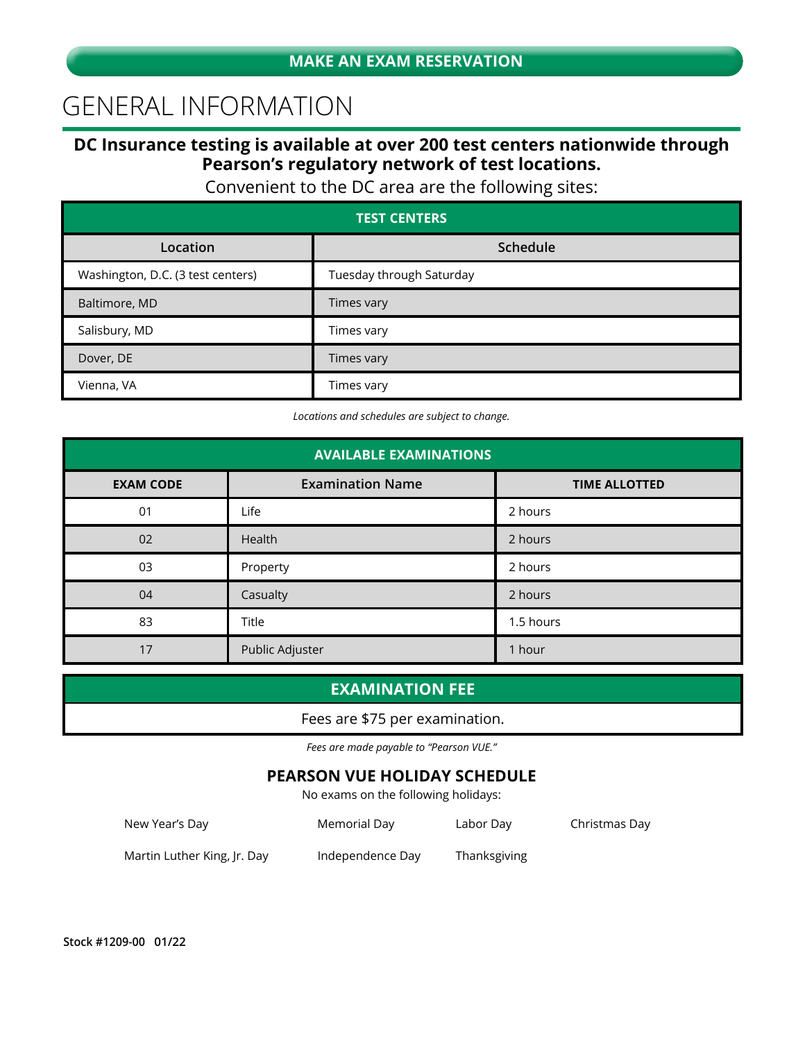## MAKE AN EXAM RESERVATION

# GENERAL INFORMATION

**DC Insurance testing is available at over 200 test centers nationwide through Pearson's regulatory network of test locations.**

Convenient to the DC area are the following sites:

| TEST CENTERS | |
|---|---|
| **Location** | **Schedule** |
| Washington, D.C. (3 test centers) | Tuesday through Saturday |
| Baltimore, MD | Times vary |
| Salisbury, MD | Times vary |
| Dover, DE | Times vary |
| Vienna, VA | Times vary |

*Locations and schedules are subject to change.*

| AVAILABLE EXAMINATIONS | | |
|---|---|---|
| **EXAM CODE** | **Examination Name** | **TIME ALLOTTED** |
| 01 | Life | 2 hours |
| 02 | Health | 2 hours |
| 03 | Property | 2 hours |
| 04 | Casualty | 2 hours |
| 83 | Title | 1.5 hours |
| 17 | Public Adjuster | 1 hour |

| EXAMINATION FEE |
|---|
| Fees are $75 per examination. |

*Fees are made payable to "Pearson VUE."*

### PEARSON VUE HOLIDAY SCHEDULE

No exams on the following holidays:

- New Year's Day
- Martin Luther King, Jr. Day
- Memorial Day
- Independence Day
- Labor Day
- Thanksgiving
- Christmas Day

**Stock #1209-00 01/22**